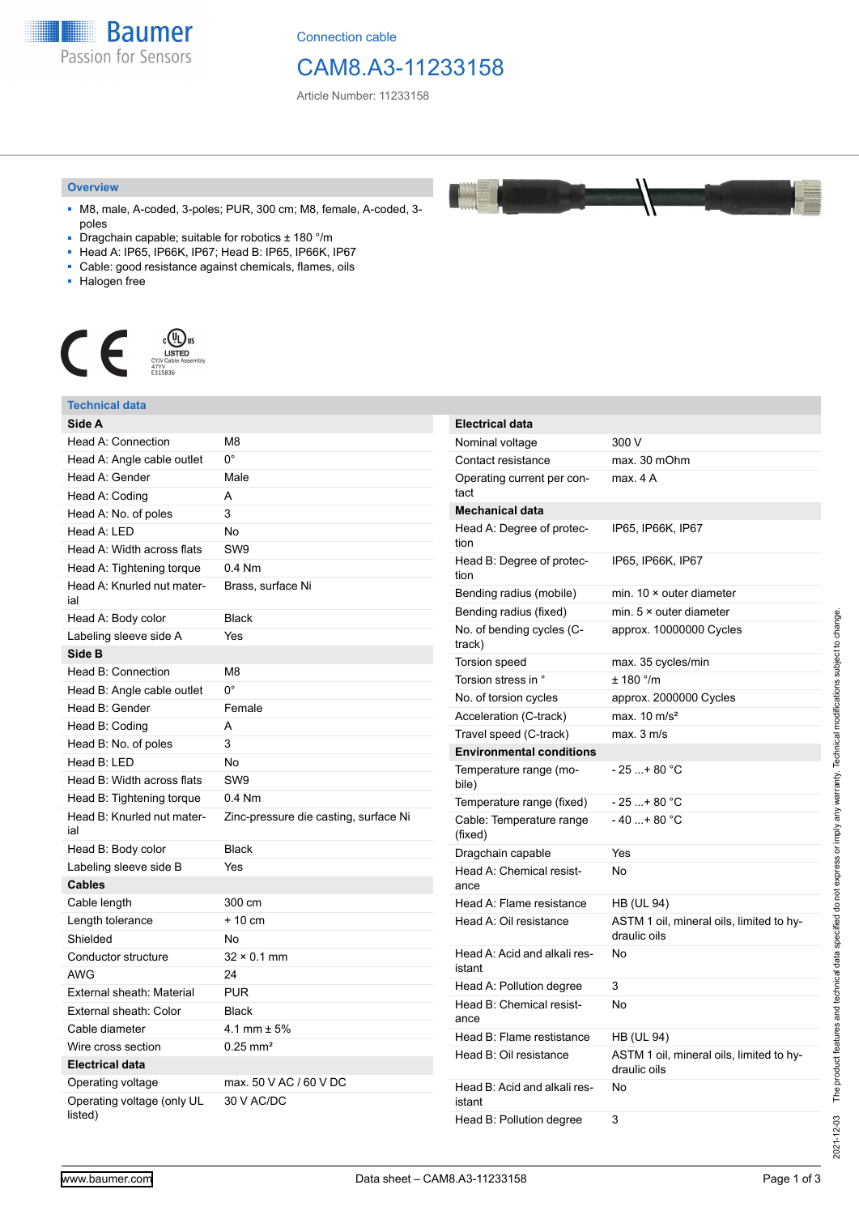Connection cable

# CAM8.A3-11233158

Article Number: 11233158

## Overview

- M8, male, A-coded, 3-poles; PUR, 300 cm; M8, female, A-coded, 3-poles
- Dragchain capable; suitable for robotics ± 180 °/m
- Head A: IP65, IP66K, IP67; Head B: IP65, IP66K, IP67
- Cable: good resistance against chemicals, flames, oils
- Halogen free

## Technical data

| **Side A** | |
|---|---|
| Head A: Connection | M8 |
| Head A: Angle cable outlet | 0° |
| Head A: Gender | Male |
| Head A: Coding | A |
| Head A: No. of poles | 3 |
| Head A: LED | No |
| Head A: Width across flats | SW9 |
| Head A: Tightening torque | 0.4 Nm |
| Head A: Knurled nut material | Brass, surface Ni |
| Head A: Body color | Black |
| Labeling sleeve side A | Yes |
| **Side B** | |
| Head B: Connection | M8 |
| Head B: Angle cable outlet | 0° |
| Head B: Gender | Female |
| Head B: Coding | A |
| Head B: No. of poles | 3 |
| Head B: LED | No |
| Head B: Width across flats | SW9 |
| Head B: Tightening torque | 0.4 Nm |
| Head B: Knurled nut material | Zinc-pressure die casting, surface Ni |
| Head B: Body color | Black |
| Labeling sleeve side B | Yes |
| **Cables** | |
| Cable length | 300 cm |
| Length tolerance | + 10 cm |
| Shielded | No |
| Conductor structure | 32 × 0.1 mm |
| AWG | 24 |
| External sheath: Material | PUR |
| External sheath: Color | Black |
| Cable diameter | 4.1 mm ± 5% |
| Wire cross section | 0.25 mm² |
| **Electrical data** | |
| Operating voltage | max. 50 V AC / 60 V DC |
| Operating voltage (only UL listed) | 30 V AC/DC |

| **Electrical data** | |
|---|---|
| Nominal voltage | 300 V |
| Contact resistance | max. 30 mOhm |
| Operating current per contact | max. 4 A |
| **Mechanical data** | |
| Head A: Degree of protection | IP65, IP66K, IP67 |
| Head B: Degree of protection | IP65, IP66K, IP67 |
| Bending radius (mobile) | min. 10 × outer diameter |
| Bending radius (fixed) | min. 5 × outer diameter |
| No. of bending cycles (C-track) | approx. 10000000 Cycles |
| Torsion speed | max. 35 cycles/min |
| Torsion stress in ° | ± 180 °/m |
| No. of torsion cycles | approx. 2000000 Cycles |
| Acceleration (C-track) | max. 10 m/s² |
| Travel speed (C-track) | max. 3 m/s |
| **Environmental conditions** | |
| Temperature range (mobile) | - 25 ...+ 80 °C |
| Temperature range (fixed) | - 25 ...+ 80 °C |
| Cable: Temperature range (fixed) | - 40 ...+ 80 °C |
| Dragchain capable | Yes |
| Head A: Chemical resistance | No |
| Head A: Flame resistance | HB (UL 94) |
| Head A: Oil resistance | ASTM 1 oil, mineral oils, limited to hydraulic oils |
| Head A: Acid and alkali resistant | No |
| Head A: Pollution degree | 3 |
| Head B: Chemical resistance | No |
| Head B: Flame resistance | HB (UL 94) |
| Head B: Oil resistance | ASTM 1 oil, mineral oils, limited to hydraulic oils |
| Head B: Acid and alkali resistant | No |
| Head B: Pollution degree | 3 |

2021-12-03 The product features and technical data specified do not express or imply any warranty. Technical modifications subject to change.

www.baumer.com Data sheet – CAM8.A3-11233158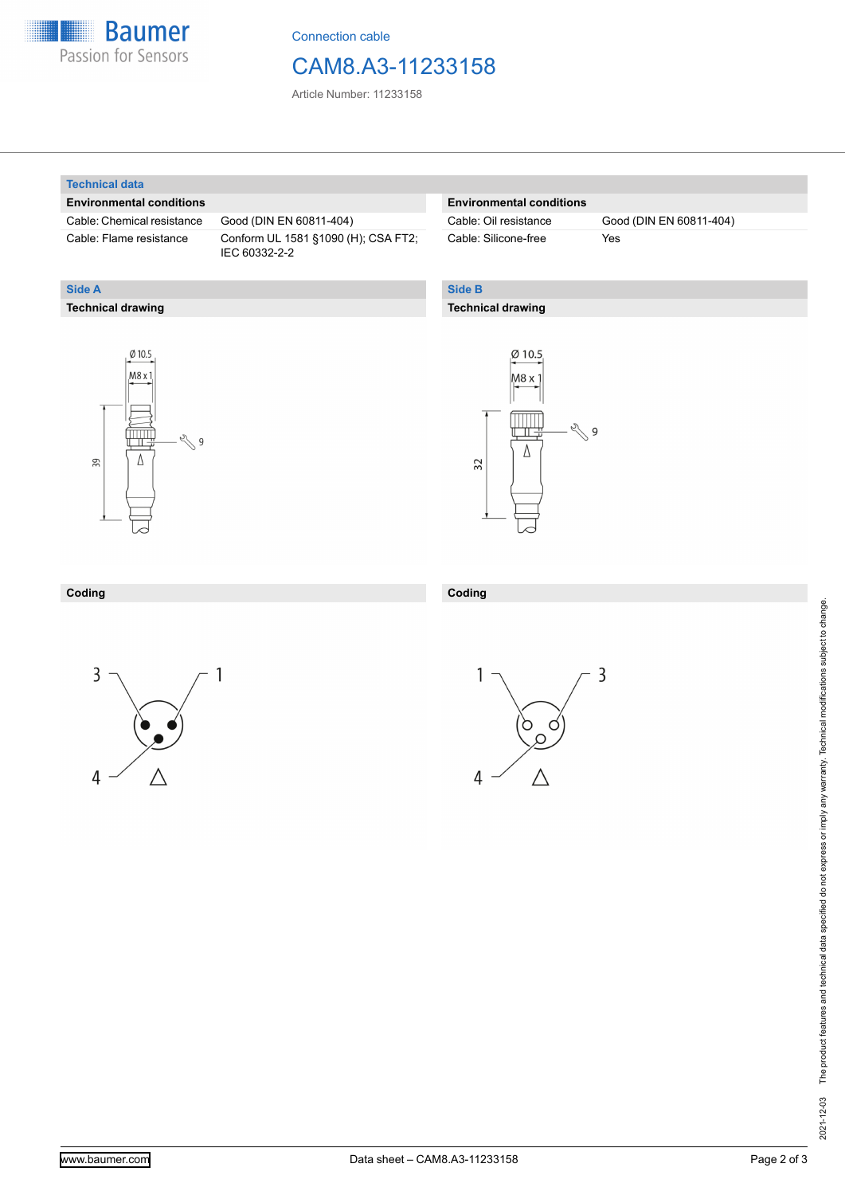Connection cable

# CAM8.A3-11233158

Article Number: 11233158

## Technical data

| Environmental conditions | |
|---|---|
| Cable: Chemical resistance | Good (DIN EN 60811-404) |
| Cable: Flame resistance | Conform UL 1581 §1090 (H); CSA FT2; IEC 60332-2-2 |

| Environmental conditions | |
|---|---|
| Cable: Oil resistance | Good (DIN EN 60811-404) |
| Cable: Silicone-free | Yes |

## Side A

### Technical drawing

Ø 10.5
M8 x 1
9
39

### Coding

3 1
4

## Side B

### Technical drawing

Ø 10.5
M8 x 1
9
32

### Coding

1 3
4

The product features and technical data specified do not express or imply any warranty. Technical modifications subject to change.

2021-12-03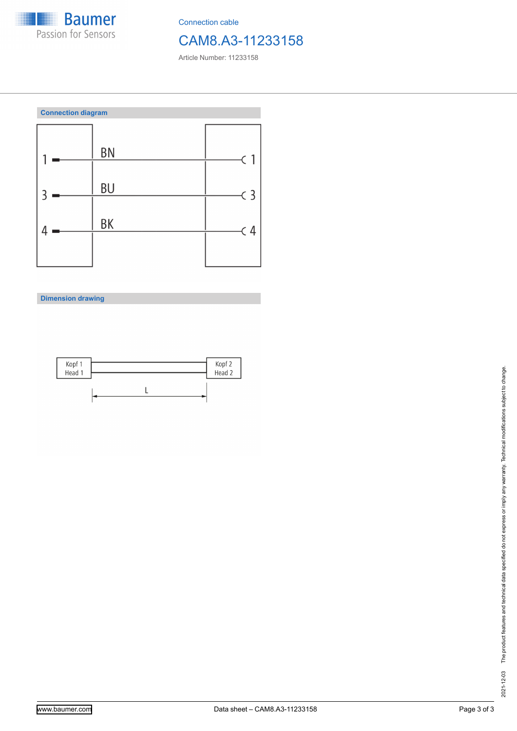Connection cable

# CAM8.A3-11233158

Article Number: 11233158

## Connection diagram

1
3
4
BN
BU
BK
1
3
4

## Dimension drawing

Kopf 1
Head 1
Kopf 2
Head 2
L

The product features and technical data specified do not express or imply any warranty. Technical modifications subject to change.

2021-12-03